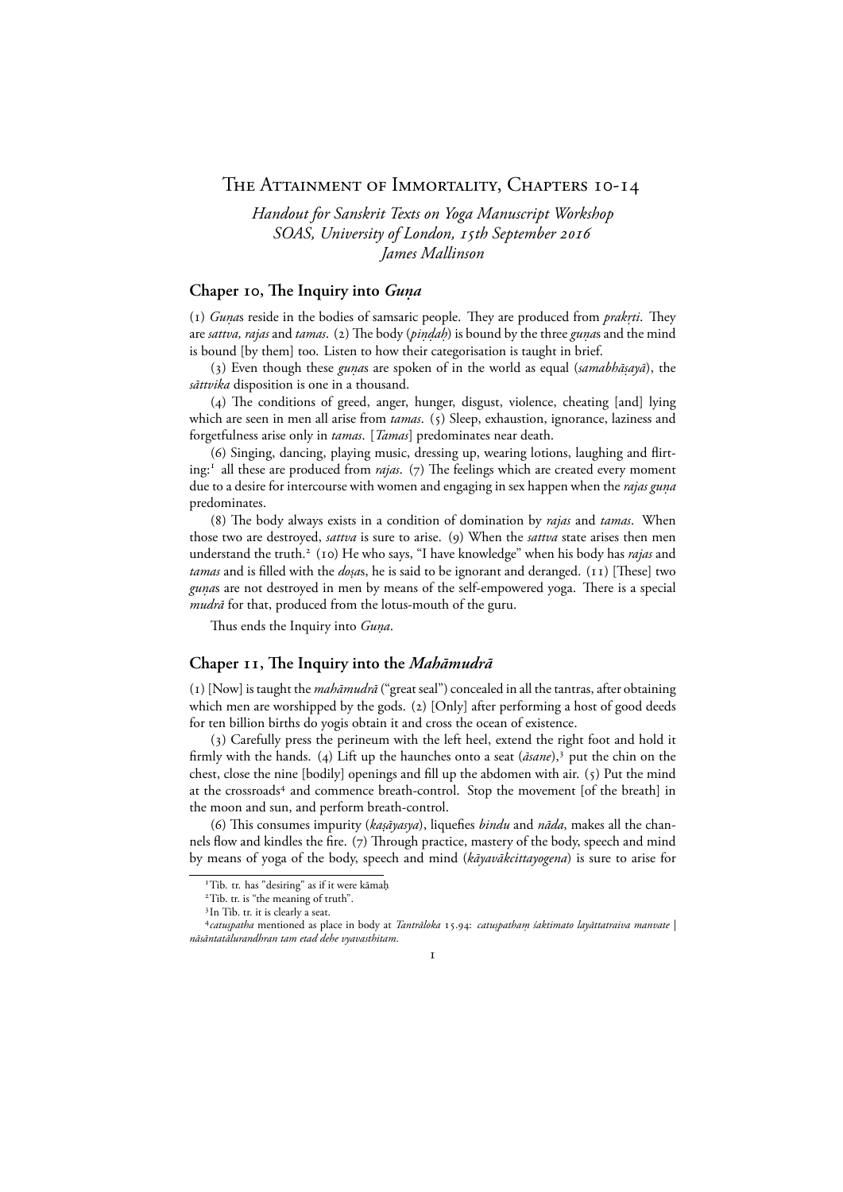# The Attainment of Immortality, Chapters 10-14

*Handout for Sanskrit Texts on Yoga Manuscript Workshop*
*SOAS, University of London, 15th September 2016*
*James Mallinson*

## Chaper 10, The Inquiry into *Guṇa*

(1) *Guṇa*s reside in the bodies of samsaric people. They are produced from *prakṛti*. They are *sattva, rajas* and *tamas*. (2) The body (*piṇḍaḥ*) is bound by the three *guṇa*s and the mind is bound [by them] too. Listen to how their categorisation is taught in brief.

(3) Even though these *guṇa*s are spoken of in the world as equal (*samabhāṣayā*), the *sāttvika* disposition is one in a thousand.

(4) The conditions of greed, anger, hunger, disgust, violence, cheating [and] lying which are seen in men all arise from *tamas*. (5) Sleep, exhaustion, ignorance, laziness and forgetfulness arise only in *tamas*. [*Tamas*] predominates near death.

(6) Singing, dancing, playing music, dressing up, wearing lotions, laughing and flirting:[1] all these are produced from *rajas*. (7) The feelings which are created every moment due to a desire for intercourse with women and engaging in sex happen when the *rajas guṇa* predominates.

(8) The body always exists in a condition of domination by *rajas* and *tamas*. When those two are destroyed, *sattva* is sure to arise. (9) When the *sattva* state arises then men understand the truth.[2] (10) He who says, "I have knowledge" when his body has *rajas* and *tamas* and is filled with the *doṣa*s, he is said to be ignorant and deranged. (11) [These] two *guṇa*s are not destroyed in men by means of the self-empowered yoga. There is a special *mudrā* for that, produced from the lotus-mouth of the guru.

Thus ends the Inquiry into *Guṇa*.

## Chaper 11, The Inquiry into the *Mahāmudrā*

(1) [Now] is taught the *mahāmudrā* ("great seal") concealed in all the tantras, after obtaining which men are worshipped by the gods. (2) [Only] after performing a host of good deeds for ten billion births do yogis obtain it and cross the ocean of existence.

(3) Carefully press the perineum with the left heel, extend the right foot and hold it firmly with the hands. (4) Lift up the haunches onto a seat (*āsane*),[3] put the chin on the chest, close the nine [bodily] openings and fill up the abdomen with air. (5) Put the mind at the crossroads[4] and commence breath-control. Stop the movement [of the breath] in the moon and sun, and perform breath-control.

(6) This consumes impurity (*kaṣāyasya*), liquefies *bindu* and *nāda*, makes all the channels flow and kindles the fire. (7) Through practice, mastery of the body, speech and mind by means of yoga of the body, speech and mind (*kāyavākcittayogena*) is sure to arise for

---

[1] Tib. tr. has "desiring" as if it were kāmaḥ

[2] Tib. tr. is "the meaning of truth".

[3] In Tib. tr. it is clearly a seat.

[4] *catuspatha* mentioned as place in body at *Tantrāloka* 15.94: *catuspathaṃ śaktimato layāttatraiva manvate | nāsāntatālurandhran tam etad dehe vyavasthitam.*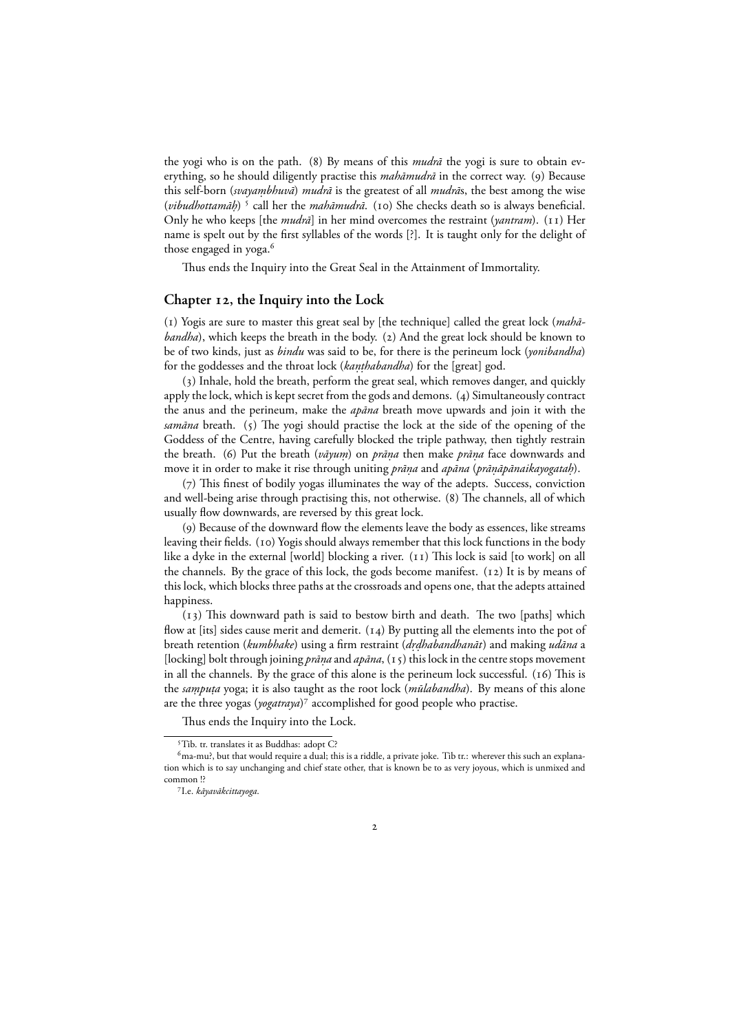the yogi who is on the path. (8) By means of this *mudrā* the yogi is sure to obtain everything, so he should diligently practise this *mahāmudrā* in the correct way. (9) Because this self-born (*svayaṃbhuvā*) *mudrā* is the greatest of all *mudrā*s, the best among the wise (*vibudhottamāḥ*) [5] call her the *mahāmudrā*. (10) She checks death so is always beneficial. Only he who keeps [the *mudrā*] in her mind overcomes the restraint (*yantram*). (11) Her name is spelt out by the first syllables of the words [?]. It is taught only for the delight of those engaged in yoga.[6]

Thus ends the Inquiry into the Great Seal in the Attainment of Immortality.

## Chapter 12, the Inquiry into the Lock

(1) Yogis are sure to master this great seal by [the technique] called the great lock (*mahābandha*), which keeps the breath in the body. (2) And the great lock should be known to be of two kinds, just as *bindu* was said to be, for there is the perineum lock (*yonibandha*) for the goddesses and the throat lock (*kaṇṭhabandha*) for the [great] god.

(3) Inhale, hold the breath, perform the great seal, which removes danger, and quickly apply the lock, which is kept secret from the gods and demons. (4) Simultaneously contract the anus and the perineum, make the *apāna* breath move upwards and join it with the *samāna* breath. (5) The yogi should practise the lock at the side of the opening of the Goddess of the Centre, having carefully blocked the triple pathway, then tightly restrain the breath. (6) Put the breath (*vāyuṃ*) on *prāṇa* then make *prāṇa* face downwards and move it in order to make it rise through uniting *prāṇa* and *apāna* (*prāṇāpānaikayogataḥ*).

(7) This finest of bodily yogas illuminates the way of the adepts. Success, conviction and well-being arise through practising this, not otherwise. (8) The channels, all of which usually flow downwards, are reversed by this great lock.

(9) Because of the downward flow the elements leave the body as essences, like streams leaving their fields. (10) Yogis should always remember that this lock functions in the body like a dyke in the external [world] blocking a river. (11) This lock is said [to work] on all the channels. By the grace of this lock, the gods become manifest. (12) It is by means of this lock, which blocks three paths at the crossroads and opens one, that the adepts attained happiness.

(13) This downward path is said to bestow birth and death. The two [paths] which flow at [its] sides cause merit and demerit. (14) By putting all the elements into the pot of breath retention (*kumbhake*) using a firm restraint (*dṛḍhabandhanāt*) and making *udāna* a [locking] bolt through joining *prāṇa* and *apāna*, (15) this lock in the centre stops movement in all the channels. By the grace of this alone is the perineum lock successful. (16) This is the *saṃpuṭa* yoga; it is also taught as the root lock (*mūlabandha*). By means of this alone are the three yogas (*yogatraya*)[7] accomplished for good people who practise.

Thus ends the Inquiry into the Lock.

---

[5] Tib. tr. translates it as Buddhas: adopt C?

[6] ma-mu?, but that would require a dual; this is a riddle, a private joke. Tib tr.: wherever this such an explanation which is to say unchanging and chief state other, that is known be to as very joyous, which is unmixed and common !?

[7] I.e. *kāyavākcittayoga*.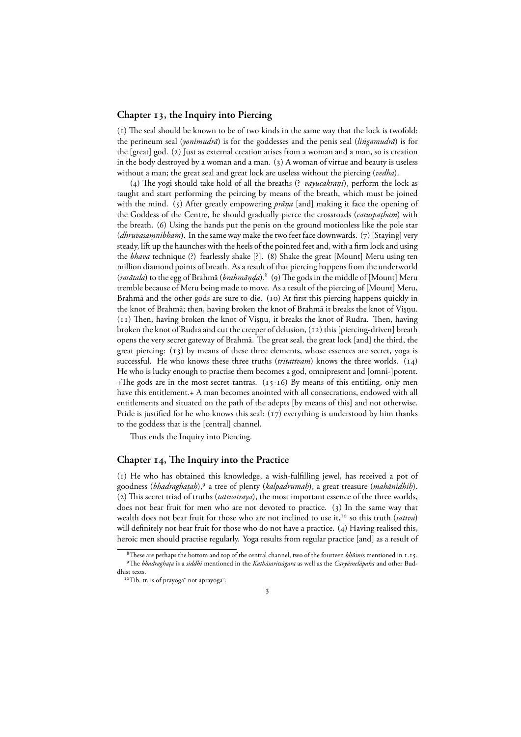## Chapter 13, the Inquiry into Piercing

(1) The seal should be known to be of two kinds in the same way that the lock is twofold: the perineum seal (*yonimudrā*) is for the goddesses and the penis seal (*liṅgamudrā*) is for the [great] god. (2) Just as external creation arises from a woman and a man, so is creation in the body destroyed by a woman and a man. (3) A woman of virtue and beauty is useless without a man; the great seal and great lock are useless without the piercing (*vedha*).

(4) The yogi should take hold of all the breaths (? *vāyucakrāṇi*), perform the lock as taught and start performing the peircing by means of the breath, which must be joined with the mind. (5) After greatly empowering *prāṇa* [and] making it face the opening of the Goddess of the Centre, he should gradually pierce the crossroads (*catuṣpaṭham*) with the breath. (6) Using the hands put the penis on the ground motionless like the pole star (*dhruvasaṃnibham*). In the same way make the two feet face downwards. (7) [Staying] very steady, lift up the haunches with the heels of the pointed feet and, with a firm lock and using the *bhava* technique (?) fearlessly shake [?]. (8) Shake the great [Mount] Meru using ten million diamond points of breath. As a result of that piercing happens from the underworld (*rasātala*) to the egg of Brahmā (*brahmāṇḍa*).[8] (9) The gods in the middle of [Mount] Meru tremble because of Meru being made to move. As a result of the piercing of [Mount] Meru, Brahmā and the other gods are sure to die. (10) At first this piercing happens quickly in the knot of Brahmā; then, having broken the knot of Brahmā it breaks the knot of Viṣṇu. (11) Then, having broken the knot of Viṣṇu, it breaks the knot of Rudra. Then, having broken the knot of Rudra and cut the creeper of delusion, (12) this [piercing-driven] breath opens the very secret gateway of Brahmā. The great seal, the great lock [and] the third, the great piercing: (13) by means of these three elements, whose essences are secret, yoga is successful. He who knows these three truths (*tritattvaḥ*) knows the three worlds. (14) He who is lucky enough to practise them becomes a god, omnipresent and [omni-]potent. +The gods are in the most secret tantras. (15-16) By means of this entitling, only men have this entitlement.+ A man becomes anointed with all consecrations, endowed with all entitlements and situated on the path of the adepts [by means of this] and not otherwise. Pride is justified for he who knows this seal: (17) everything is understood by him thanks to the goddess that is the [central] channel.

Thus ends the Inquiry into Piercing.

## Chapter 14, The Inquiry into the Practice

(1) He who has obtained this knowledge, a wish-fulfilling jewel, has received a pot of goodness (*bhadraghaṭaḥ*),[9] a tree of plenty (*kalpadrumaḥ*), a great treasure (*mahānidhiḥ*). (2) This secret triad of truths (*tattvatraya*), the most important essence of the three worlds, does not bear fruit for men who are not devoted to practice. (3) In the same way that wealth does not bear fruit for those who are not inclined to use it,[10] so this truth (*tattva*) will definitely not bear fruit for those who do not have a practice. (4) Having realised this, heroic men should practise regularly. Yoga results from regular practice [and] as a result of

[8] These are perhaps the bottom and top of the central channel, two of the fourteen *bhūmi*s mentioned in 1.15.

[9] The *bhadraghaṭa* is a *siddhi* mentioned in the *Kathāsaritsāgara* as well as the *Caryāmelāpaka* and other Buddhist texts.

[10] Tib. tr. is of prayoga° not aprayoga°.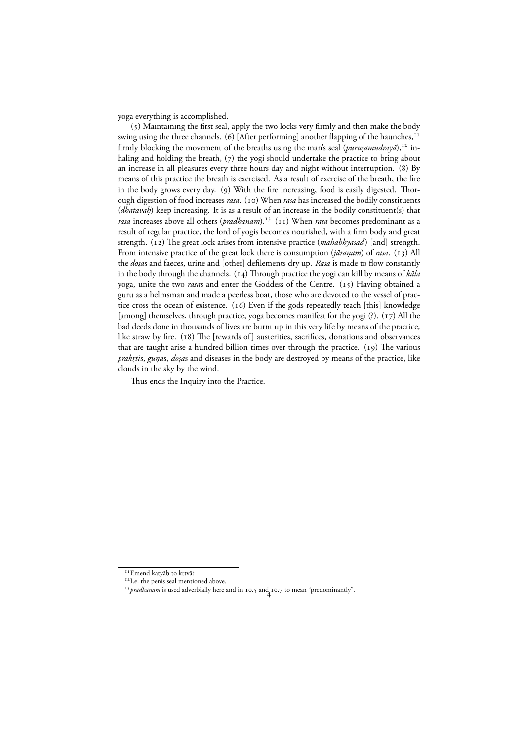yoga everything is accomplished.

(5) Maintaining the first seal, apply the two locks very firmly and then make the body swing using the three channels. (6) [After performing] another flapping of the haunches,[11] firmly blocking the movement of the breaths using the man's seal (*puruṣamudrayā*),[12] inhaling and holding the breath, (7) the yogi should undertake the practice to bring about an increase in all pleasures every three hours day and night without interruption. (8) By means of this practice the breath is exercised. As a result of exercise of the breath, the fire in the body grows every day. (9) With the fire increasing, food is easily digested. Thorough digestion of food increases *rasa*. (10) When *rasa* has increased the bodily constituents (*dhātavaḥ*) keep increasing. It is as a result of an increase in the bodily constituent(s) that *rasa* increases above all others (*pradhānam*).[13] (11) When *rasa* becomes predominant as a result of regular practice, the lord of yogis becomes nourished, with a firm body and great strength. (12) The great lock arises from intensive practice (*mahābhyāsād*) [and] strength. From intensive practice of the great lock there is consumption (*jāraṇam*) of *rasa*. (13) All the *doṣa*s and faeces, urine and [other] defilements dry up. *Rasa* is made to flow constantly in the body through the channels. (14) Through practice the yogi can kill by means of *kāla* yoga, unite the two *rasa*s and enter the Goddess of the Centre. (15) Having obtained a guru as a helmsman and made a peerless boat, those who are devoted to the vessel of practice cross the ocean of existence. (16) Even if the gods repeatedly teach [this] knowledge [among] themselves, through practice, yoga becomes manifest for the yogi (?). (17) All the bad deeds done in thousands of lives are burnt up in this very life by means of the practice, like straw by fire. (18) The [rewards of] austerities, sacrifices, donations and observances that are taught arise a hundred billion times over through the practice. (19) The various *prakṛti*s, *guṇa*s, *doṣa*s and diseases in the body are destroyed by means of the practice, like clouds in the sky by the wind.

Thus ends the Inquiry into the Practice.

---

[11] Emend kaṭyāḥ to kṛtvā?

[12] I.e. the penis seal mentioned above.

[13] *pradhānam* is used adverbially here and in 10.5 and 10.7 to mean "predominantly".